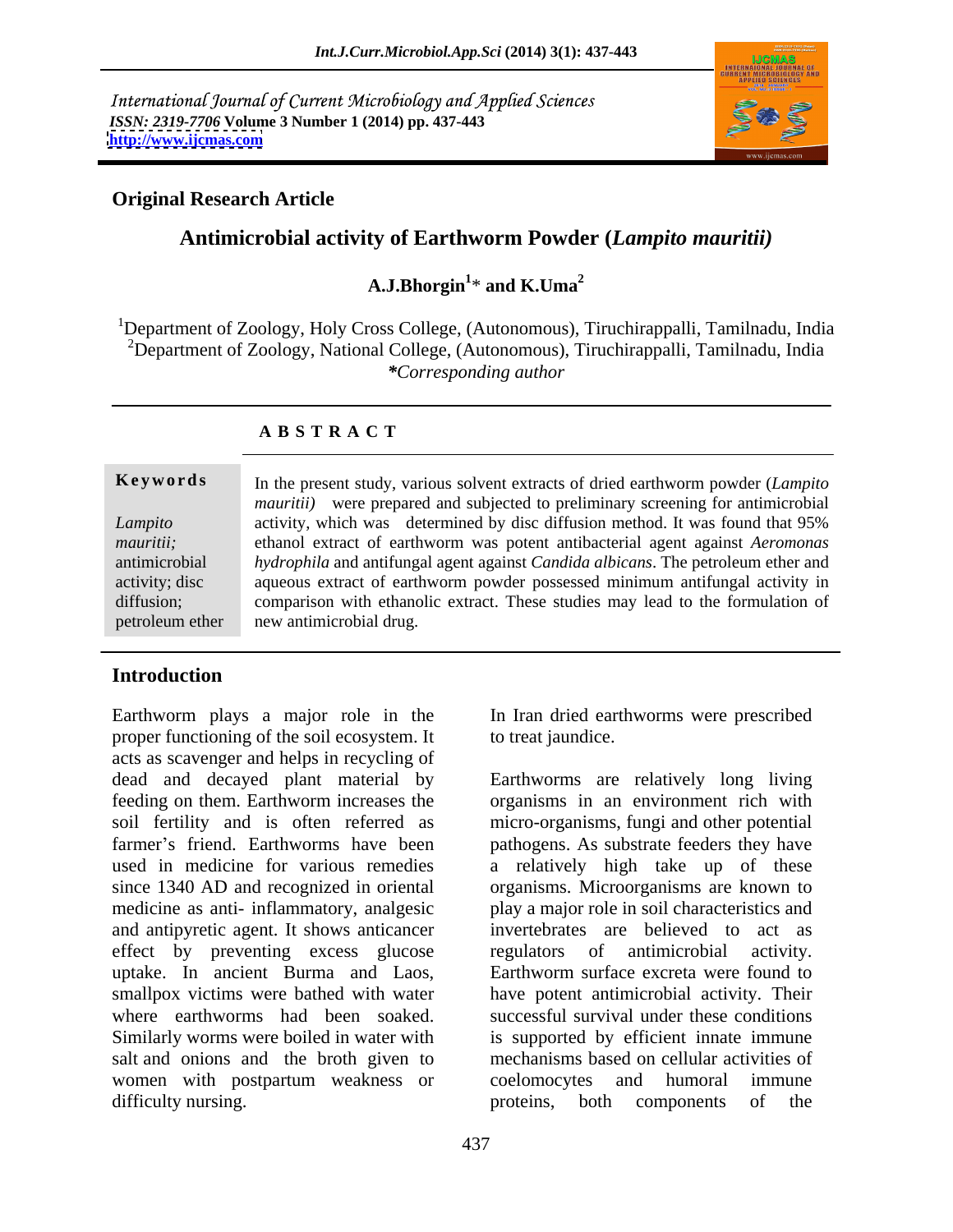International Journal of Current Microbiology and Applied Sciences
*ISSN: 2319-7706* Volume 3 Number 1 (2014) pp. 437-443
http://www.ijcmas.com

**Original Research Article**

# Antimicrobial activity of Earthworm Powder (*Lampito mauritii)*

**A.J.Bhorgin[1]\* and K.Uma[2]**

[1]Department of Zoology, Holy Cross College, (Autonomous), Tiruchirappalli, Tamilnadu, India
[2]Department of Zoology, National College, (Autonomous), Tiruchirappalli, Tamilnadu, India
*\*Corresponding author*

## A B S T R A C T

**Keywords**

*Lampito mauritii;* antimicrobial activity; disc diffusion; petroleum ether

In the present study, various solvent extracts of dried earthworm powder (*Lampito mauritii)* were prepared and subjected to preliminary screening for antimicrobial activity, which was determined by disc diffusion method. It was found that 95% ethanol extract of earthworm was potent antibacterial agent against *Aeromonas hydrophila* and antifungal agent against *Candida albicans*. The petroleum ether and aqueous extract of earthworm powder possessed minimum antifungal activity in comparison with ethanolic extract. These studies may lead to the formulation of new antimicrobial drug.

## Introduction

Earthworm plays a major role in the proper functioning of the soil ecosystem. It acts as scavenger and helps in recycling of dead and decayed plant material by feeding on them. Earthworm increases the soil fertility and is often referred as farmer's friend. Earthworms have been used in medicine for various remedies since 1340 AD and recognized in oriental medicine as anti- inflammatory, analgesic and antipyretic agent. It shows anticancer effect by preventing excess glucose uptake. In ancient Burma and Laos, smallpox victims were bathed with water where earthworms had been soaked. Similarly worms were boiled in water with salt and onions and the broth given to women with postpartum weakness or difficulty nursing. In Iran dried earthworms were prescribed to treat jaundice.

Earthworms are relatively long living organisms in an environment rich with micro-organisms, fungi and other potential pathogens. As substrate feeders they have a relatively high take up of these organisms. Microorganisms are known to play a major role in soil characteristics and invertebrates are believed to act as regulators of antimicrobial activity. Earthworm surface excreta were found to have potent antimicrobial activity. Their successful survival under these conditions is supported by efficient innate immune mechanisms based on cellular activities of coelomocytes and humoral immune proteins, both components of the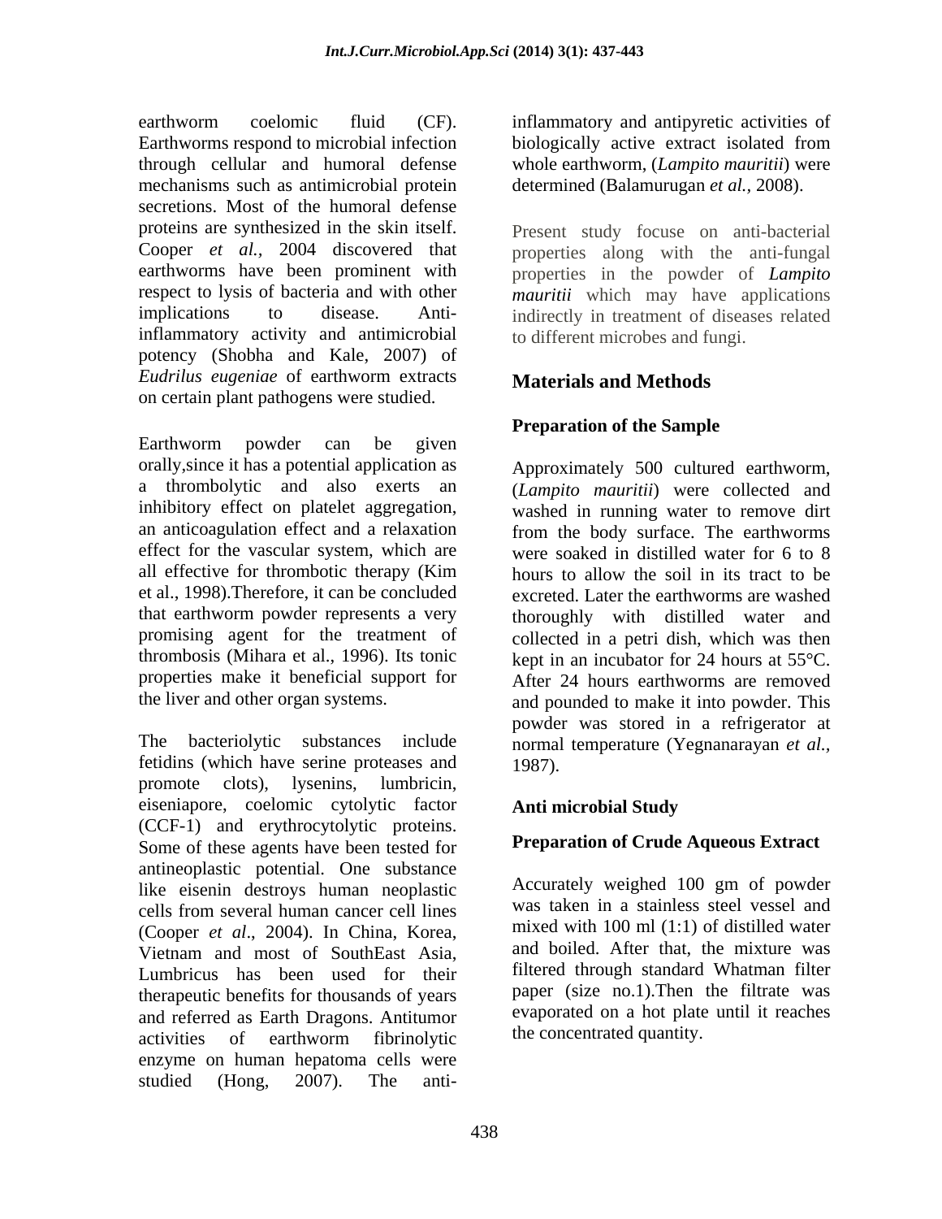earthworm coelomic fluid (CF). Earthworms respond to microbial infection through cellular and humoral defense mechanisms such as antimicrobial protein secretions. Most of the humoral defense proteins are synthesized in the skin itself. Cooper *et al.*, 2004 discovered that earthworms have been prominent with respect to lysis of bacteria and with other implications to disease. Anti-inflammatory activity and antimicrobial potency (Shobha and Kale, 2007) of *Eudrilus eugeniae* of earthworm extracts on certain plant pathogens were studied.

Earthworm powder can be given orally,since it has a potential application as a thrombolytic and also exerts an inhibitory effect on platelet aggregation, an anticoagulation effect and a relaxation effect for the vascular system, which are all effective for thrombotic therapy (Kim et al., 1998).Therefore, it can be concluded that earthworm powder represents a very promising agent for the treatment of thrombosis (Mihara et al., 1996). Its tonic properties make it beneficial support for the liver and other organ systems.

The bacteriolytic substances include fetidins (which have serine proteases and promote clots), lysenins, lumbricin, eiseniapore, coelomic cytolytic factor (CCF-1) and erythrocytolytic proteins. Some of these agents have been tested for antineoplastic potential. One substance like eisenin destroys human neoplastic cells from several human cancer cell lines (Cooper *et al*., 2004). In China, Korea, Vietnam and most of SouthEast Asia, Lumbricus has been used for their therapeutic benefits for thousands of years and referred as Earth Dragons. Antitumor activities of earthworm fibrinolytic enzyme on human hepatoma cells were studied (Hong, 2007). The anti-inflammatory and antipyretic activities of biologically active extract isolated from whole earthworm, (*Lampito mauritii*) were determined (Balamurugan *et al.*, 2008).

Present study focuse on anti-bacterial properties along with the anti-fungal properties in the powder of *Lampito mauritii* which may have applications indirectly in treatment of diseases related to different microbes and fungi.

## Materials and Methods

### Preparation of the Sample

Approximately 500 cultured earthworm, (*Lampito mauritii*) were collected and washed in running water to remove dirt from the body surface. The earthworms were soaked in distilled water for 6 to 8 hours to allow the soil in its tract to be excreted. Later the earthworms are washed thoroughly with distilled water and collected in a petri dish, which was then kept in an incubator for 24 hours at 55°C. After 24 hours earthworms are removed and pounded to make it into powder. This powder was stored in a refrigerator at normal temperature (Yegnanarayan *et al.,* 1987).

### Anti microbial Study

### Preparation of Crude Aqueous Extract

Accurately weighed 100 gm of powder was taken in a stainless steel vessel and mixed with 100 ml (1:1) of distilled water and boiled. After that, the mixture was filtered through standard Whatman filter paper (size no.1).Then the filtrate was evaporated on a hot plate until it reaches the concentrated quantity.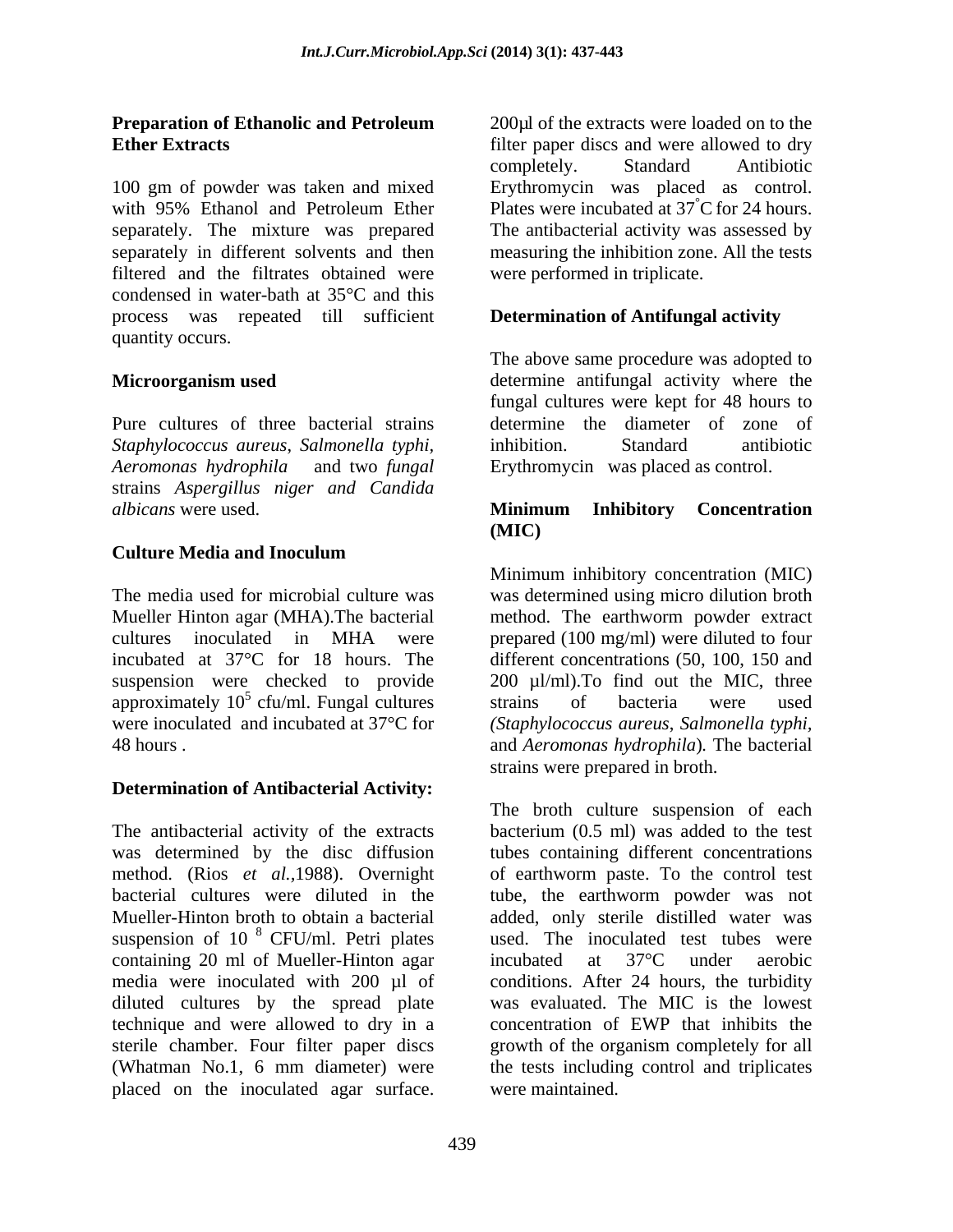### Preparation of Ethanolic and Petroleum Ether Extracts

100 gm of powder was taken and mixed with 95% Ethanol and Petroleum Ether separately. The mixture was prepared separately in different solvents and then filtered and the filtrates obtained were condensed in water-bath at 35°C and this process was repeated till sufficient quantity occurs.

### Microorganism used

Pure cultures of three bacterial strains *Staphylococcus aureus*, *Salmonella typhi*, *Aeromonas hydrophila* and two *fungal* strains *Aspergillus niger and Candida albicans* were used.

### Culture Media and Inoculum

The media used for microbial culture was Mueller Hinton agar (MHA).The bacterial cultures inoculated in MHA were incubated at 37°C for 18 hours. The suspension were checked to provide approximately $10^5$ cfu/ml. Fungal cultures were inoculated and incubated at 37°C for 48 hours .

### Determination of Antibacterial Activity:

The antibacterial activity of the extracts was determined by the disc diffusion method. (Rios *et al.*,1988). Overnight bacterial cultures were diluted in the Mueller-Hinton broth to obtain a bacterial suspension of $10^8$ CFU/ml. Petri plates containing 20 ml of Mueller-Hinton agar media were inoculated with 200 µl of diluted cultures by the spread plate technique and were allowed to dry in a sterile chamber. Four filter paper discs (Whatman No.1, 6 mm diameter) were placed on the inoculated agar surface. 200µl of the extracts were loaded on to the filter paper discs and were allowed to dry completely. Standard Antibiotic Erythromycin was placed as control. Plates were incubated at 37°C for 24 hours. The antibacterial activity was assessed by measuring the inhibition zone. All the tests were performed in triplicate.

### Determination of Antifungal activity

The above same procedure was adopted to determine antifungal activity where the fungal cultures were kept for 48 hours to determine the diameter of zone of inhibition. Standard antibiotic Erythromycin was placed as control.

### Minimum Inhibitory Concentration (MIC)

Minimum inhibitory concentration (MIC) was determined using micro dilution broth method. The earthworm powder extract prepared (100 mg/ml) were diluted to four different concentrations (50, 100, 150 and 200 µl/ml).To find out the MIC, three strains of bacteria were used *(Staphylococcus aureus*, *Salmonella typhi*, and *Aeromonas hydrophila*)*.* The bacterial strains were prepared in broth.

The broth culture suspension of each bacterium (0.5 ml) was added to the test tubes containing different concentrations of earthworm paste. To the control test tube, the earthworm powder was not added, only sterile distilled water was used. The inoculated test tubes were incubated at 37°C under aerobic conditions. After 24 hours, the turbidity was evaluated. The MIC is the lowest concentration of EWP that inhibits the growth of the organism completely for all the tests including control and triplicates were maintained.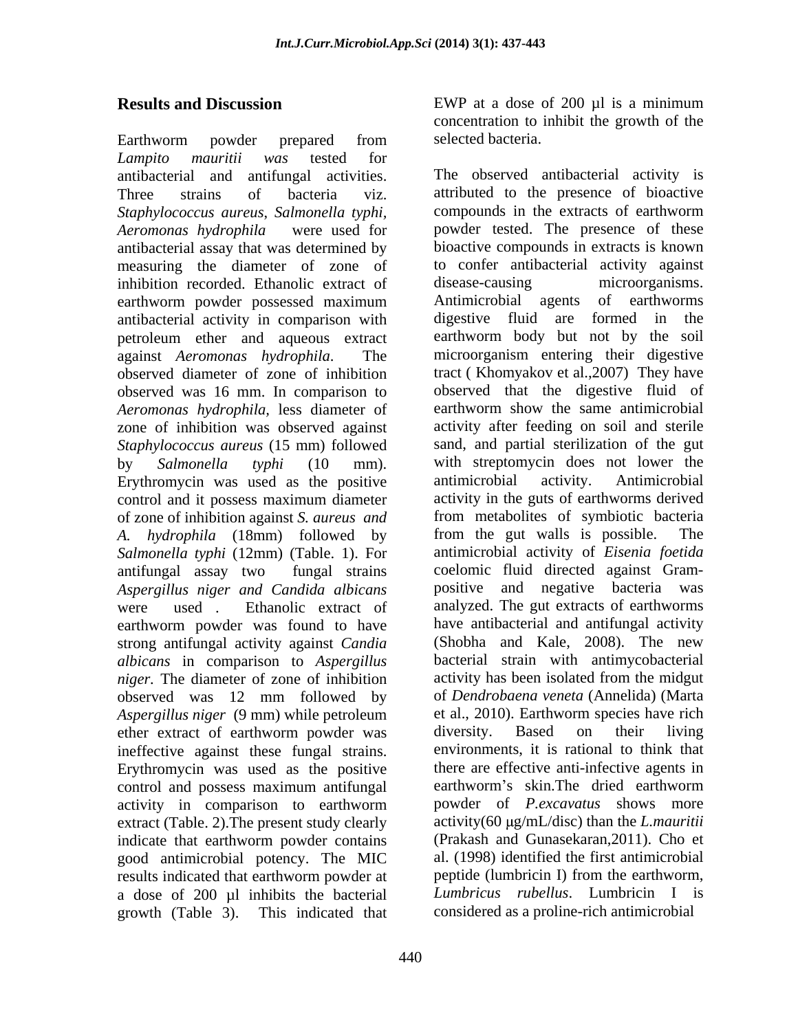## Results and Discussion

Earthworm powder prepared from *Lampito mauritii was* tested for antibacterial and antifungal activities. Three strains of bacteria viz. *Staphylococcus aureus*, *Salmonella typhi*, *Aeromonas hydrophila* were used for antibacterial assay that was determined by measuring the diameter of zone of inhibition recorded. Ethanolic extract of earthworm powder possessed maximum antibacterial activity in comparison with petroleum ether and aqueous extract against *Aeromonas hydrophila*. The observed diameter of zone of inhibition observed was 16 mm. In comparison to *Aeromonas hydrophila*, less diameter of zone of inhibition was observed against *Staphylococcus aureus* (15 mm) followed by *Salmonella typhi* (10 mm). Erythromycin was used as the positive control and it possess maximum diameter of zone of inhibition against *S. aureus and A. hydrophila* (18mm) followed by *Salmonella typhi* (12mm) (Table. 1). For antifungal assay two fungal strains *Aspergillus niger and Candida albicans* were used . Ethanolic extract of earthworm powder was found to have strong antifungal activity against *Candia albicans* in comparison to *Aspergillus niger*. The diameter of zone of inhibition observed was 12 mm followed by *Aspergillus niger* (9 mm) while petroleum ether extract of earthworm powder was ineffective against these fungal strains. Erythromycin was used as the positive control and possess maximum antifungal activity in comparison to earthworm extract (Table. 2).The present study clearly indicate that earthworm powder contains good antimicrobial potency. The MIC results indicated that earthworm powder at a dose of 200 µl inhibits the bacterial growth (Table 3). This indicated that EWP at a dose of 200 µl is a minimum concentration to inhibit the growth of the selected bacteria.

The observed antibacterial activity is attributed to the presence of bioactive compounds in the extracts of earthworm powder tested. The presence of these bioactive compounds in extracts is known to confer antibacterial activity against disease-causing microorganisms. Antimicrobial agents of earthworms digestive fluid are formed in the earthworm body but not by the soil microorganism entering their digestive tract ( Khomyakov et al.,2007) They have observed that the digestive fluid of earthworm show the same antimicrobial activity after feeding on soil and sterile sand, and partial sterilization of the gut with streptomycin does not lower the antimicrobial activity. Antimicrobial activity in the guts of earthworms derived from metabolites of symbiotic bacteria from the gut walls is possible. The antimicrobial activity of *Eisenia foetida* coelomic fluid directed against Gram-positive and negative bacteria was analyzed. The gut extracts of earthworms have antibacterial and antifungal activity (Shobha and Kale, 2008). The new bacterial strain with antimycobacterial activity has been isolated from the midgut of *Dendrobaena veneta* (Annelida) (Marta et al., 2010). Earthworm species have rich diversity. Based on their living environments, it is rational to think that there are effective anti-infective agents in earthworm's skin.The dried earthworm powder of *P.excavatus* shows more activity(60 µg/mL/disc) than the *L.mauritii* (Prakash and Gunasekaran,2011). Cho et al. (1998) identified the first antimicrobial peptide (lumbricin I) from the earthworm, *Lumbricus rubellus*. Lumbricin I is considered as a proline-rich antimicrobial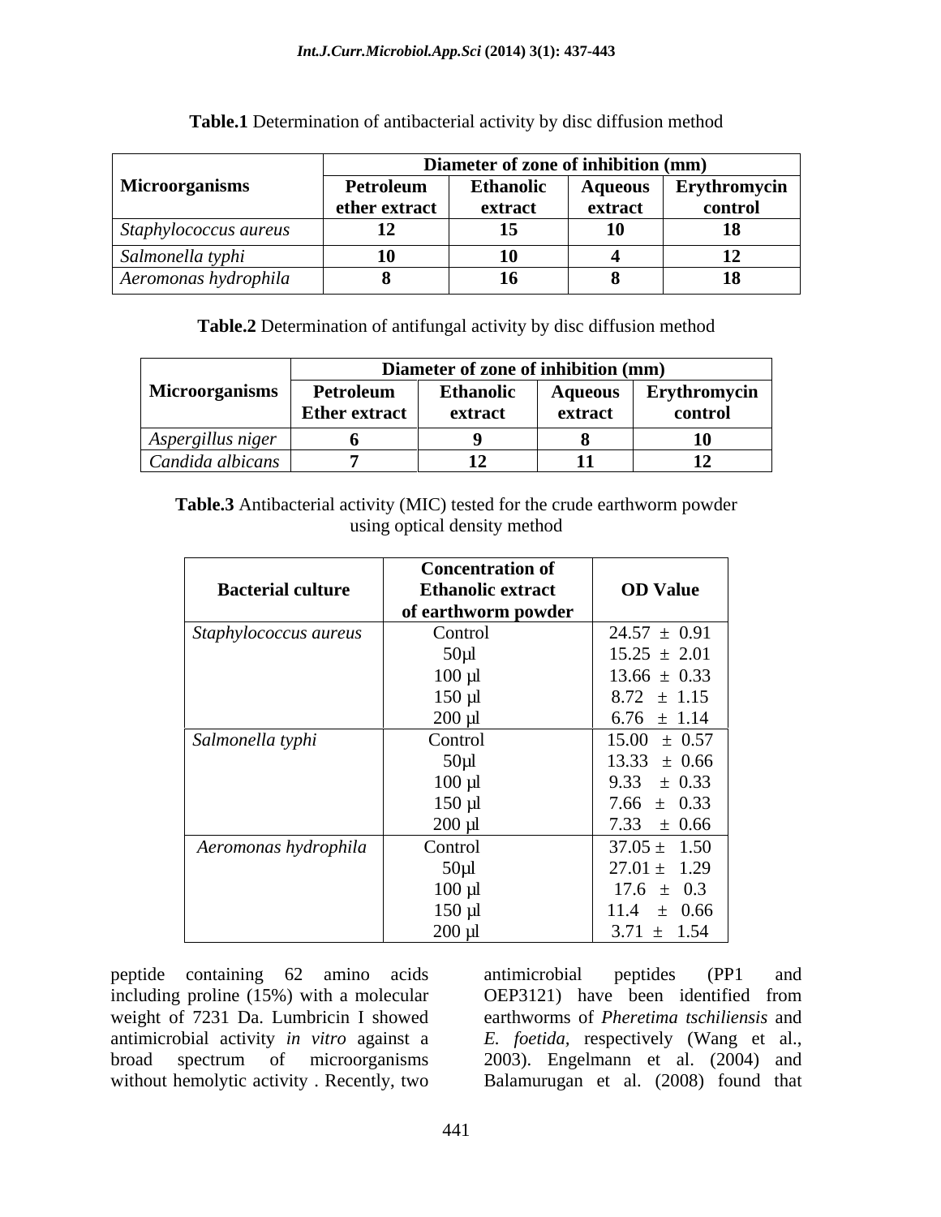**Table.1** Determination of antibacterial activity by disc diffusion method

| Microorganisms | Diameter of zone of inhibition (mm) | | | |
|---|---|---|---|---|
| | **Petroleum ether extract** | **Ethanolic extract** | **Aqueous extract** | **Erythromycin control** |
| *Staphylococcus aureus* | **12** | **15** | **10** | **18** |
| *Salmonella typhi* | **10** | **10** | **4** | **12** |
| *Aeromonas hydrophila* | **8** | **16** | **8** | **18** |

**Table.2** Determination of antifungal activity by disc diffusion method

| Microorganisms | Diameter of zone of inhibition (mm) | | | |
|---|---|---|---|---|
| | **Petroleum Ether extract** | **Ethanolic extract** | **Aqueous extract** | **Erythromycin control** |
| *Aspergillus niger* | **6** | **9** | **8** | **10** |
| *Candida albicans* | **7** | **12** | **11** | **12** |

**Table.3** Antibacterial activity (MIC) tested for the crude earthworm powder using optical density method

| Bacterial culture | Concentration of Ethanolic extract of earthworm powder | OD Value |
|---|---|---|
| *Staphylococcus aureus* | Control | 24.57 ± 0.91 |
| | 50μl | 15.25 ± 2.01 |
| | 100 μl | 13.66 ± 0.33 |
| | 150 μl | 8.72 ± 1.15 |
| | 200 μl | 6.76 ± 1.14 |
| *Salmonella typhi* | Control | 15.00 ± 0.57 |
| | 50μl | 13.33 ± 0.66 |
| | 100 μl | 9.33 ± 0.33 |
| | 150 μl | 7.66 ± 0.33 |
| | 200 μl | 7.33 ± 0.66 |
| *Aeromonas hydrophila* | Control | 37.05 ± 1.50 |
| | 50μl | 27.01 ± 1.29 |
| | 100 μl | 17.6 ± 0.3 |
| | 150 μl | 11.4 ± 0.66 |
| | 200 μl | 3.71 ± 1.54 |

peptide containing 62 amino acids including proline (15%) with a molecular weight of 7231 Da. Lumbricin I showed antimicrobial activity *in vitro* against a broad spectrum of microorganisms without hemolytic activity . Recently, two antimicrobial peptides (PP1 and OEP3121) have been identified from earthworms of *Pheretima tschiliensis* and *E. foetida*, respectively (Wang et al., 2003). Engelmann et al. (2004) and Balamurugan et al. (2008) found that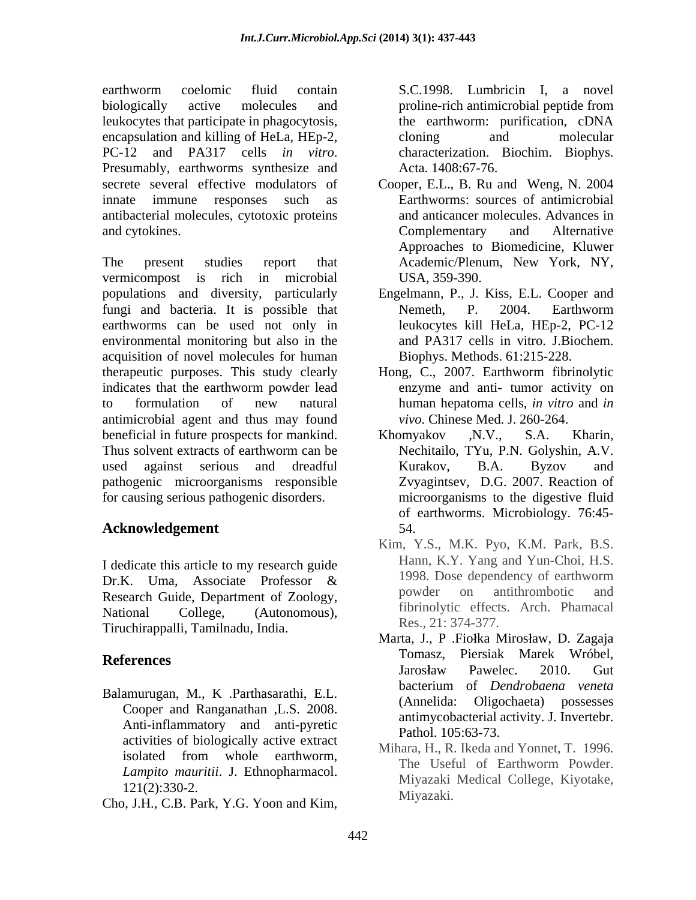earthworm coelomic fluid contain biologically active molecules and leukocytes that participate in phagocytosis, encapsulation and killing of HeLa, HEp-2, PC-12 and PA317 cells *in vitro*. Presumably, earthworms synthesize and secrete several effective modulators of innate immune responses such as antibacterial molecules, cytotoxic proteins and cytokines.

The present studies report that vermicompost is rich in microbial populations and diversity, particularly fungi and bacteria. It is possible that earthworms can be used not only in environmental monitoring but also in the acquisition of novel molecules for human therapeutic purposes. This study clearly indicates that the earthworm powder lead to formulation of new natural antimicrobial agent and thus may found beneficial in future prospects for mankind. Thus solvent extracts of earthworm can be used against serious and dreadful pathogenic microorganisms responsible for causing serious pathogenic disorders.

## Acknowledgement

I dedicate this article to my research guide Dr.K. Uma, Associate Professor & Research Guide, Department of Zoology, National College, (Autonomous), Tiruchirappalli, Tamilnadu, India.

## References

Balamurugan, M., K .Parthasarathi, E.L. Cooper and Ranganathan ,L.S. 2008. Anti-inflammatory and anti-pyretic activities of biologically active extract isolated from whole earthworm, *Lampito mauritii*. J. Ethnopharmacol. 121(2):330-2.

Cho, J.H., C.B. Park, Y.G. Yoon and Kim, S.C.1998. Lumbricin I, a novel proline-rich antimicrobial peptide from the earthworm: purification, cDNA cloning and molecular characterization. Biochim. Biophys. Acta. 1408:67-76.

Cooper, E.L., B. Ru and Weng, N. 2004 Earthworms: sources of antimicrobial and anticancer molecules. Advances in Complementary and Alternative Approaches to Biomedicine, Kluwer Academic/Plenum, New York, NY, USA, 359-390.

Engelmann, P., J. Kiss, E.L. Cooper and Nemeth, P. 2004. Earthworm leukocytes kill HeLa, HEp-2, PC-12 and PA317 cells in vitro. J.Biochem. Biophys. Methods. 61:215-228.

Hong, C., 2007. Earthworm fibrinolytic enzyme and anti- tumor activity on human hepatoma cells, *in vitro* and *in vivo*. Chinese Med. J. 260-264.

Khomyakov ,N.V., S.A. Kharin, Nechitailo, TYu, P.N. Golyshin, A.V. Kurakov, B.A. Byzov and Zvyagintsev, D.G. 2007. Reaction of microorganisms to the digestive fluid of earthworms. Microbiology. 76:45-54.

Kim, Y.S., M.K. Pyo, K.M. Park, B.S. Hann, K.Y. Yang and Yun-Choi, H.S. 1998. Dose dependency of earthworm powder on antithrombotic and fibrinolytic effects. Arch. Phamacal Res., 21: 374-377.

Marta, J., P .Fiołka Mirosław, D. Zagaja Tomasz, Piersiak Marek Wróbel, Jarosław Pawelec. 2010. Gut bacterium of *Dendrobaena veneta* (Annelida: Oligochaeta) possesses antimycobacterial activity. J. Invertebr. Pathol. 105:63-73.

Mihara, H., R. Ikeda and Yonnet, T. 1996. The Useful of Earthworm Powder. Miyazaki Medical College, Kiyotake, Miyazaki.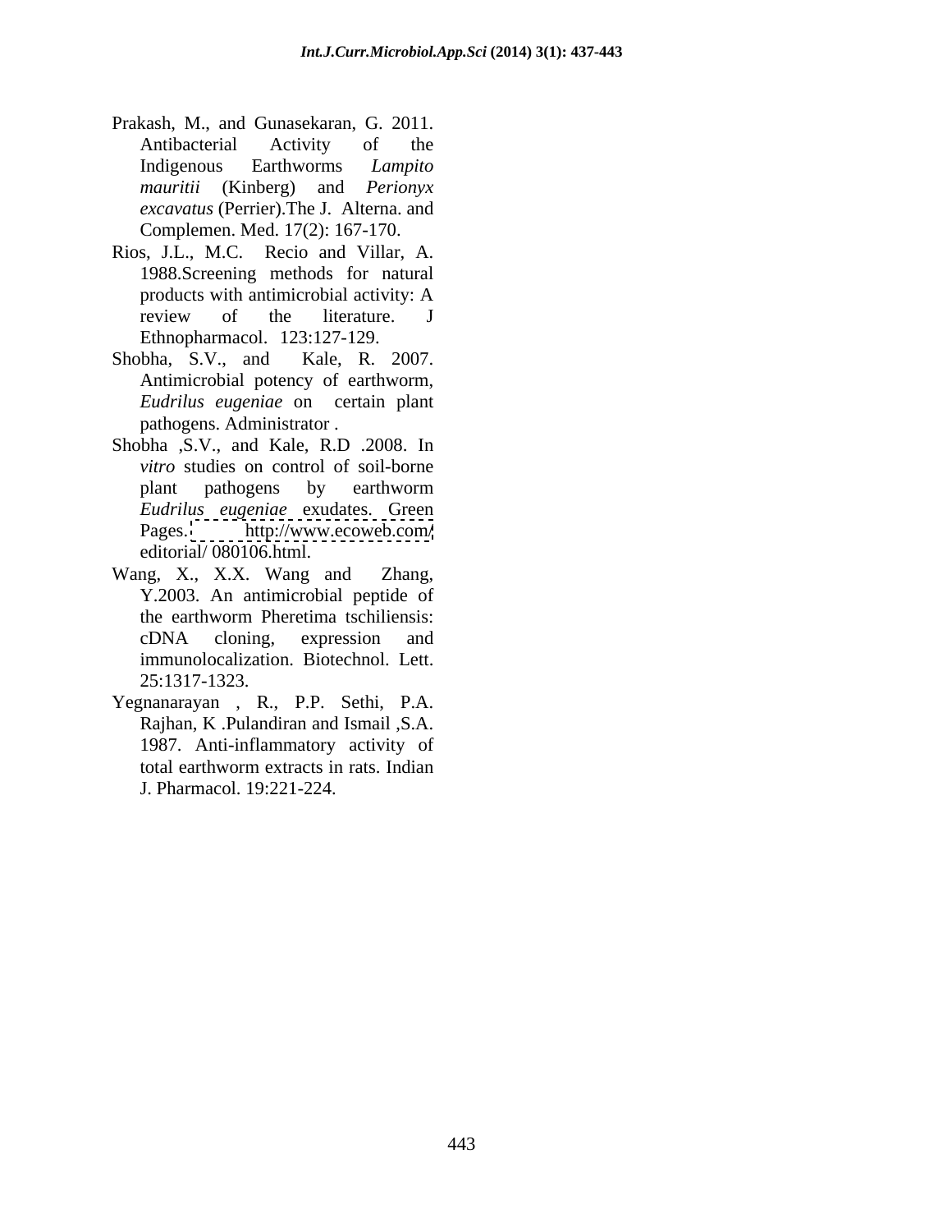Prakash, M., and Gunasekaran, G. 2011. Antibacterial Activity of the Indigenous Earthworms *Lampito mauritii* (Kinberg) and *Perionyx excavatus* (Perrier).The J. Alterna. and Complemen. Med. 17(2): 167-170.

Rios, J.L., M.C. Recio and Villar, A. 1988.Screening methods for natural products with antimicrobial activity: A review of the literature. J Ethnopharmacol. 123:127-129.

Shobha, S.V., and Kale, R. 2007. Antimicrobial potency of earthworm, *Eudrilus eugeniae* on certain plant pathogens. Administrator .

Shobha ,S.V., and Kale, R.D .2008. In *vitro* studies on control of soil-borne plant pathogens by earthworm *Eudrilus eugeniae* exudates. Green Pages. http://www.ecoweb.com/ editorial/ 080106.html.

Wang, X., X.X. Wang and Zhang, Y.2003. An antimicrobial peptide of the earthworm Pheretima tschiliensis: cDNA cloning, expression and immunolocalization. Biotechnol. Lett. 25:1317-1323.

Yegnanarayan , R., P.P. Sethi, P.A. Rajhan, K .Pulandiran and Ismail ,S.A. 1987. Anti-inflammatory activity of total earthworm extracts in rats. Indian J. Pharmacol. 19:221-224.